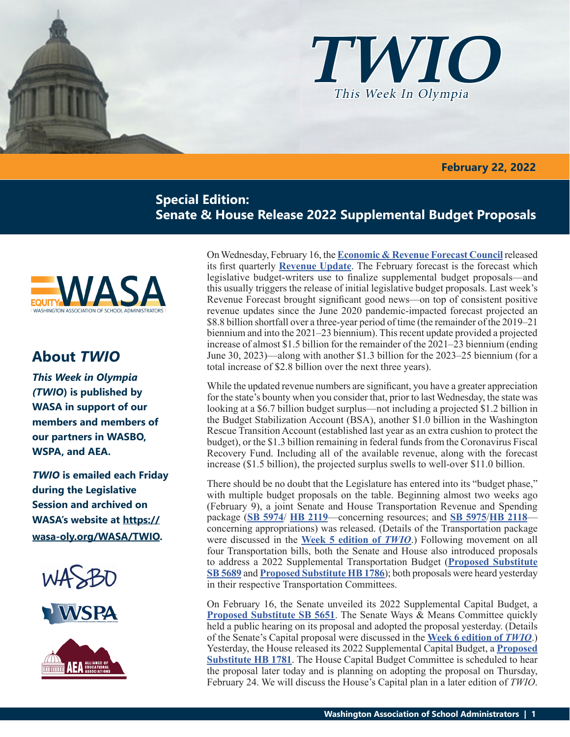# TWIO

*This Week In Olympia*

**February 22, 2022**

## Special Edition: Senate & House Release 2022 Supplemental Budget Proposals

## About *TWIO*

***This Week in Olympia (TWIO)* is published by WASA in support of our members and members of our partners in WASBO, WSPA, and AEA.**

***TWIO* is emailed each Friday during the Legislative Session and archived on WASA's website at https://wasa-oly.org/WASA/TWIO.**

On Wednesday, February 16, the **Economic & Revenue Forecast Council** released its first quarterly **Revenue Update**. The February forecast is the forecast which legislative budget-writers use to finalize supplemental budget proposals—and this usually triggers the release of initial legislative budget proposals. Last week's Revenue Forecast brought significant good news—on top of consistent positive revenue updates since the June 2020 pandemic-impacted forecast projected an \$8.8 billion shortfall over a three-year period of time (the remainder of the 2019–21 biennium and into the 2021–23 biennium). This recent update provided a projected increase of almost \$1.5 billion for the remainder of the 2021–23 biennium (ending June 30, 2023)—along with another \$1.3 billion for the 2023–25 biennium (for a total increase of \$2.8 billion over the next three years).

While the updated revenue numbers are significant, you have a greater appreciation for the state's bounty when you consider that, prior to last Wednesday, the state was looking at a \$6.7 billion budget surplus—not including a projected \$1.2 billion in the Budget Stabilization Account (BSA), another \$1.0 billion in the Washington Rescue Transition Account (established last year as an extra cushion to protect the budget), or the \$1.3 billion remaining in federal funds from the Coronavirus Fiscal Recovery Fund. Including all of the available revenue, along with the forecast increase (\$1.5 billion), the projected surplus swells to well-over \$11.0 billion.

There should be no doubt that the Legislature has entered into its "budget phase," with multiple budget proposals on the table. Beginning almost two weeks ago (February 9), a joint Senate and House Transportation Revenue and Spending package (**SB 5974**/ **HB 2119**—concerning resources; and **SB 5975**/**HB 2118**—concerning appropriations) was released. (Details of the Transportation package were discussed in the **Week 5 edition of *TWIO***.) Following movement on all four Transportation bills, both the Senate and House also introduced proposals to address a 2022 Supplemental Transportation Budget (**Proposed Substitute SB 5689** and **Proposed Substitute HB 1786**); both proposals were heard yesterday in their respective Transportation Committees.

On February 16, the Senate unveiled its 2022 Supplemental Capital Budget, a **Proposed Substitute SB 5651**. The Senate Ways & Means Committee quickly held a public hearing on its proposal and adopted the proposal yesterday. (Details of the Senate's Capital proposal were discussed in the **Week 6 edition of *TWIO***.) Yesterday, the House released its 2022 Supplemental Capital Budget, a **Proposed Substitute HB 1781**. The House Capital Budget Committee is scheduled to hear the proposal later today and is planning on adopting the proposal on Thursday, February 24. We will discuss the House's Capital plan in a later edition of *TWIO*.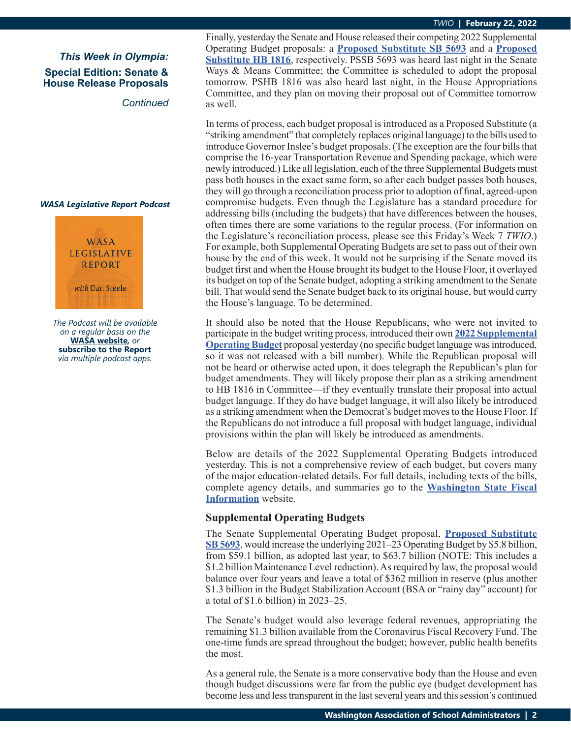*This Week in Olympia:*
**Special Edition: Senate & House Release Proposals**

*Continued*

***WASA Legislative Report Podcast***

*The Podcast will be available on a regular basis on the* **WASA website***, or* **subscribe to the Report** *via multiple podcast apps.*

Finally, yesterday the Senate and House released their competing 2022 Supplemental Operating Budget proposals: a **Proposed Substitute SB 5693** and a **Proposed Substitute HB 1816**, respectively. PSSB 5693 was heard last night in the Senate Ways & Means Committee; the Committee is scheduled to adopt the proposal tomorrow. PSHB 1816 was also heard last night, in the House Appropriations Committee, and they plan on moving their proposal out of Committee tomorrow as well.

In terms of process, each budget proposal is introduced as a Proposed Substitute (a "striking amendment" that completely replaces original language) to the bills used to introduce Governor Inslee's budget proposals. (The exception are the four bills that comprise the 16-year Transportation Revenue and Spending package, which were newly introduced.) Like all legislation, each of the three Supplemental Budgets must pass both houses in the exact same form, so after each budget passes both houses, they will go through a reconciliation process prior to adoption of final, agreed-upon compromise budgets. Even though the Legislature has a standard procedure for addressing bills (including the budgets) that have differences between the houses, often times there are some variations to the regular process. (For information on the Legislature's reconciliation process, please see this Friday's Week 7 *TWIO*.) For example, both Supplemental Operating Budgets are set to pass out of their own house by the end of this week. It would not be surprising if the Senate moved its budget first and when the House brought its budget to the House Floor, it overlayed its budget on top of the Senate budget, adopting a striking amendment to the Senate bill. That would send the Senate budget back to its original house, but would carry the House's language. To be determined.

It should also be noted that the House Republicans, who were not invited to participate in the budget writing process, introduced their own **2022 Supplemental Operating Budget** proposal yesterday (no specific budget language was introduced, so it was not released with a bill number). While the Republican proposal will not be heard or otherwise acted upon, it does telegraph the Republican's plan for budget amendments. They will likely propose their plan as a striking amendment to HB 1816 in Committee—if they eventually translate their proposal into actual budget language. If they do have budget language, it will also likely be introduced as a striking amendment when the Democrat's budget moves to the House Floor. If the Republicans do not introduce a full proposal with budget language, individual provisions within the plan will likely be introduced as amendments.

Below are details of the 2022 Supplemental Operating Budgets introduced yesterday. This is not a comprehensive review of each budget, but covers many of the major education-related details. For full details, including texts of the bills, complete agency details, and summaries go to the **Washington State Fiscal Information** website.

### Supplemental Operating Budgets

The Senate Supplemental Operating Budget proposal, **Proposed Substitute SB 5693**, would increase the underlying 2021–23 Operating Budget by $5.8 billion, from $59.1 billion, as adopted last year, to $63.7 billion (NOTE: This includes a $1.2 billion Maintenance Level reduction). As required by law, the proposal would balance over four years and leave a total of $362 million in reserve (plus another $1.3 billion in the Budget Stabilization Account (BSA or "rainy day" account) for a total of $1.6 billion) in 2023–25.

The Senate's budget would also leverage federal revenues, appropriating the remaining $1.3 billion available from the Coronavirus Fiscal Recovery Fund. The one-time funds are spread throughout the budget; however, public health benefits the most.

As a general rule, the Senate is a more conservative body than the House and even though budget discussions were far from the public eye (budget development has become less and less transparent in the last several years and this session's continued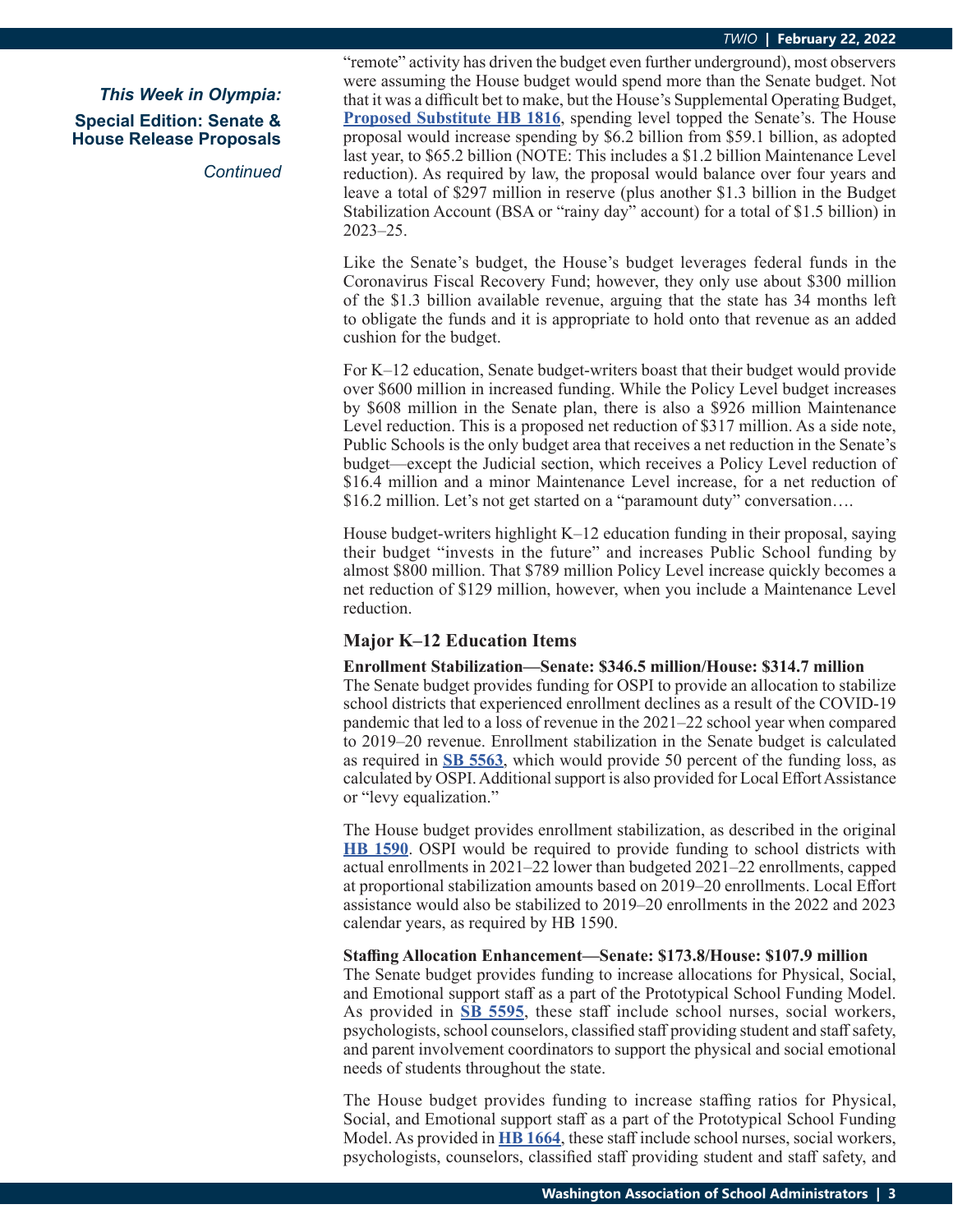"remote" activity has driven the budget even further underground), most observers were assuming the House budget would spend more than the Senate budget. Not that it was a difficult bet to make, but the House's Supplemental Operating Budget, **Proposed Substitute HB 1816**, spending level topped the Senate's. The House proposal would increase spending by $6.2 billion from $59.1 billion, as adopted last year, to $65.2 billion (NOTE: This includes a $1.2 billion Maintenance Level reduction). As required by law, the proposal would balance over four years and leave a total of $297 million in reserve (plus another $1.3 billion in the Budget Stabilization Account (BSA or "rainy day" account) for a total of $1.5 billion) in 2023–25.

Like the Senate's budget, the House's budget leverages federal funds in the Coronavirus Fiscal Recovery Fund; however, they only use about $300 million of the $1.3 billion available revenue, arguing that the state has 34 months left to obligate the funds and it is appropriate to hold onto that revenue as an added cushion for the budget.

For K–12 education, Senate budget-writers boast that their budget would provide over $600 million in increased funding. While the Policy Level budget increases by $608 million in the Senate plan, there is also a $926 million Maintenance Level reduction. This is a proposed net reduction of $317 million. As a side note, Public Schools is the only budget area that receives a net reduction in the Senate's budget—except the Judicial section, which receives a Policy Level reduction of $16.4 million and a minor Maintenance Level increase, for a net reduction of $16.2 million. Let's not get started on a "paramount duty" conversation….

House budget-writers highlight K–12 education funding in their proposal, saying their budget "invests in the future" and increases Public School funding by almost $800 million. That $789 million Policy Level increase quickly becomes a net reduction of $129 million, however, when you include a Maintenance Level reduction.

### Major K–12 Education Items

**Enrollment Stabilization—Senate: $346.5 million/House: $314.7 million**
The Senate budget provides funding for OSPI to provide an allocation to stabilize school districts that experienced enrollment declines as a result of the COVID-19 pandemic that led to a loss of revenue in the 2021–22 school year when compared to 2019–20 revenue. Enrollment stabilization in the Senate budget is calculated as required in **SB 5563**, which would provide 50 percent of the funding loss, as calculated by OSPI. Additional support is also provided for Local Effort Assistance or "levy equalization."

The House budget provides enrollment stabilization, as described in the original **HB 1590**. OSPI would be required to provide funding to school districts with actual enrollments in 2021–22 lower than budgeted 2021–22 enrollments, capped at proportional stabilization amounts based on 2019–20 enrollments. Local Effort assistance would also be stabilized to 2019–20 enrollments in the 2022 and 2023 calendar years, as required by HB 1590.

**Staffing Allocation Enhancement—Senate: $173.8/House: $107.9 million**
The Senate budget provides funding to increase allocations for Physical, Social, and Emotional support staff as a part of the Prototypical School Funding Model. As provided in **SB 5595**, these staff include school nurses, social workers, psychologists, school counselors, classified staff providing student and staff safety, and parent involvement coordinators to support the physical and social emotional needs of students throughout the state.

The House budget provides funding to increase staffing ratios for Physical, Social, and Emotional support staff as a part of the Prototypical School Funding Model. As provided in **HB 1664**, these staff include school nurses, social workers, psychologists, counselors, classified staff providing student and staff safety, and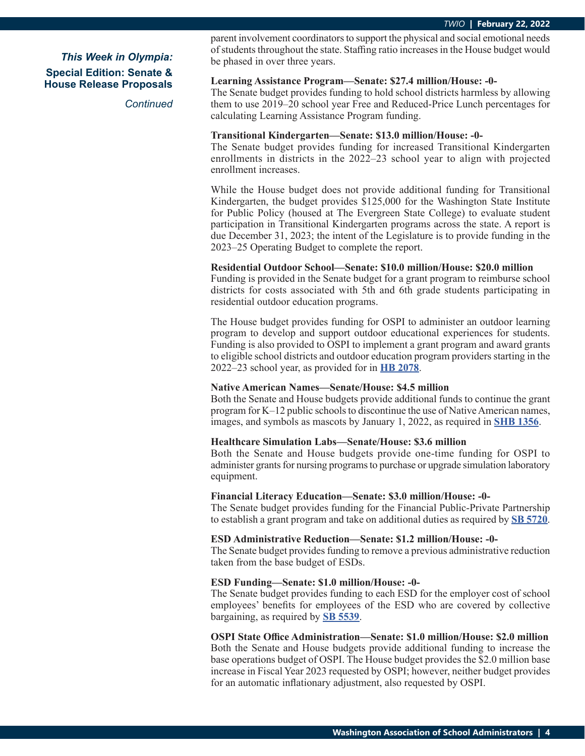*This Week in Olympia:*

**Special Edition: Senate & House Release Proposals**

*Continued*

parent involvement coordinators to support the physical and social emotional needs of students throughout the state. Staffing ratio increases in the House budget would be phased in over three years.

**Learning Assistance Program—Senate: $27.4 million/House: -0-**

The Senate budget provides funding to hold school districts harmless by allowing them to use 2019–20 school year Free and Reduced-Price Lunch percentages for calculating Learning Assistance Program funding.

**Transitional Kindergarten—Senate: $13.0 million/House: -0-**

The Senate budget provides funding for increased Transitional Kindergarten enrollments in districts in the 2022–23 school year to align with projected enrollment increases.

While the House budget does not provide additional funding for Transitional Kindergarten, the budget provides $125,000 for the Washington State Institute for Public Policy (housed at The Evergreen State College) to evaluate student participation in Transitional Kindergarten programs across the state. A report is due December 31, 2023; the intent of the Legislature is to provide funding in the 2023–25 Operating Budget to complete the report.

**Residential Outdoor School—Senate: $10.0 million/House: $20.0 million**

Funding is provided in the Senate budget for a grant program to reimburse school districts for costs associated with 5th and 6th grade students participating in residential outdoor education programs.

The House budget provides funding for OSPI to administer an outdoor learning program to develop and support outdoor educational experiences for students. Funding is also provided to OSPI to implement a grant program and award grants to eligible school districts and outdoor education program providers starting in the 2022–23 school year, as provided for in **HB 2078**.

**Native American Names—Senate/House: $4.5 million**

Both the Senate and House budgets provide additional funds to continue the grant program for K–12 public schools to discontinue the use of Native American names, images, and symbols as mascots by January 1, 2022, as required in **SHB 1356**.

**Healthcare Simulation Labs—Senate/House: $3.6 million**

Both the Senate and House budgets provide one-time funding for OSPI to administer grants for nursing programs to purchase or upgrade simulation laboratory equipment.

**Financial Literacy Education—Senate: $3.0 million/House: -0-**

The Senate budget provides funding for the Financial Public-Private Partnership to establish a grant program and take on additional duties as required by **SB 5720**.

**ESD Administrative Reduction—Senate: $1.2 million/House: -0-**

The Senate budget provides funding to remove a previous administrative reduction taken from the base budget of ESDs.

**ESD Funding—Senate: $1.0 million/House: -0-**

The Senate budget provides funding to each ESD for the employer cost of school employees' benefits for employees of the ESD who are covered by collective bargaining, as required by **SB 5539**.

**OSPI State Office Administration—Senate: $1.0 million/House: $2.0 million**

Both the Senate and House budgets provide additional funding to increase the base operations budget of OSPI. The House budget provides the $2.0 million base increase in Fiscal Year 2023 requested by OSPI; however, neither budget provides for an automatic inflationary adjustment, also requested by OSPI.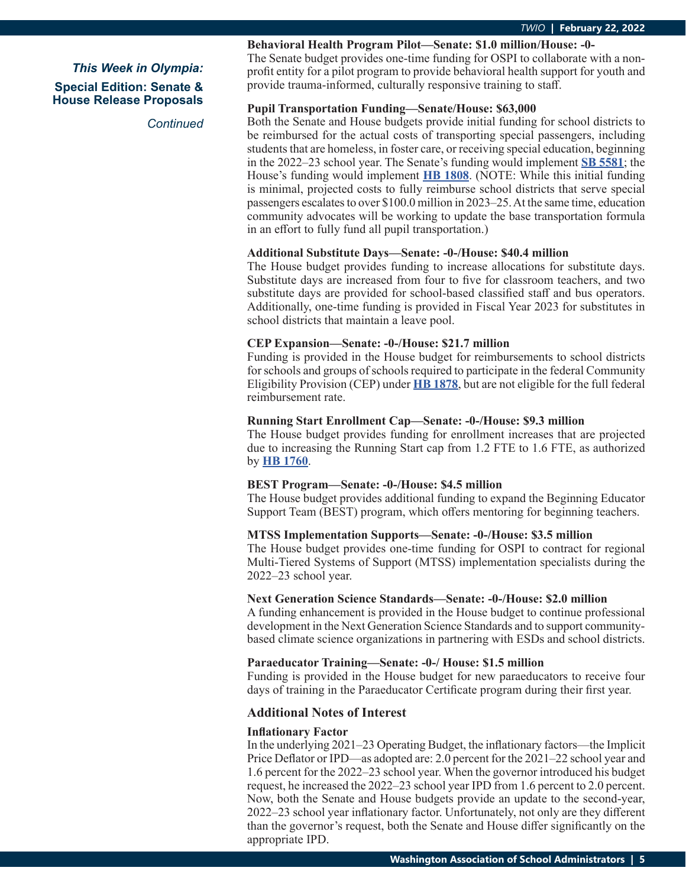*This Week in Olympia:*

**Special Edition: Senate & House Release Proposals**

*Continued*

**Behavioral Health Program Pilot—Senate: $1.0 million/House: -0-**
The Senate budget provides one-time funding for OSPI to collaborate with a non-profit entity for a pilot program to provide behavioral health support for youth and provide trauma-informed, culturally responsive training to staff.

**Pupil Transportation Funding—Senate/House: $63,000**
Both the Senate and House budgets provide initial funding for school districts to be reimbursed for the actual costs of transporting special passengers, including students that are homeless, in foster care, or receiving special education, beginning in the 2022–23 school year. The Senate's funding would implement **SB 5581**; the House's funding would implement **HB 1808**. (NOTE: While this initial funding is minimal, projected costs to fully reimburse school districts that serve special passengers escalates to over $100.0 million in 2023–25. At the same time, education community advocates will be working to update the base transportation formula in an effort to fully fund all pupil transportation.)

**Additional Substitute Days—Senate: -0-/House: $40.4 million**
The House budget provides funding to increase allocations for substitute days. Substitute days are increased from four to five for classroom teachers, and two substitute days are provided for school-based classified staff and bus operators. Additionally, one-time funding is provided in Fiscal Year 2023 for substitutes in school districts that maintain a leave pool.

**CEP Expansion—Senate: -0-/House: $21.7 million**
Funding is provided in the House budget for reimbursements to school districts for schools and groups of schools required to participate in the federal Community Eligibility Provision (CEP) under **HB 1878**, but are not eligible for the full federal reimbursement rate.

**Running Start Enrollment Cap—Senate: -0-/House: $9.3 million**
The House budget provides funding for enrollment increases that are projected due to increasing the Running Start cap from 1.2 FTE to 1.6 FTE, as authorized by **HB 1760**.

**BEST Program—Senate: -0-/House: $4.5 million**
The House budget provides additional funding to expand the Beginning Educator Support Team (BEST) program, which offers mentoring for beginning teachers.

**MTSS Implementation Supports—Senate: -0-/House: $3.5 million**
The House budget provides one-time funding for OSPI to contract for regional Multi-Tiered Systems of Support (MTSS) implementation specialists during the 2022–23 school year.

**Next Generation Science Standards—Senate: -0-/House: $2.0 million**
A funding enhancement is provided in the House budget to continue professional development in the Next Generation Science Standards and to support community-based climate science organizations in partnering with ESDs and school districts.

**Paraeducator Training—Senate: -0-/ House: $1.5 million**
Funding is provided in the House budget for new paraeducators to receive four days of training in the Paraeducator Certificate program during their first year.

## Additional Notes of Interest

**Inflationary Factor**
In the underlying 2021–23 Operating Budget, the inflationary factors—the Implicit Price Deflator or IPD—as adopted are: 2.0 percent for the 2021–22 school year and 1.6 percent for the 2022–23 school year. When the governor introduced his budget request, he increased the 2022–23 school year IPD from 1.6 percent to 2.0 percent. Now, both the Senate and House budgets provide an update to the second-year, 2022–23 school year inflationary factor. Unfortunately, not only are they different than the governor's request, both the Senate and House differ significantly on the appropriate IPD.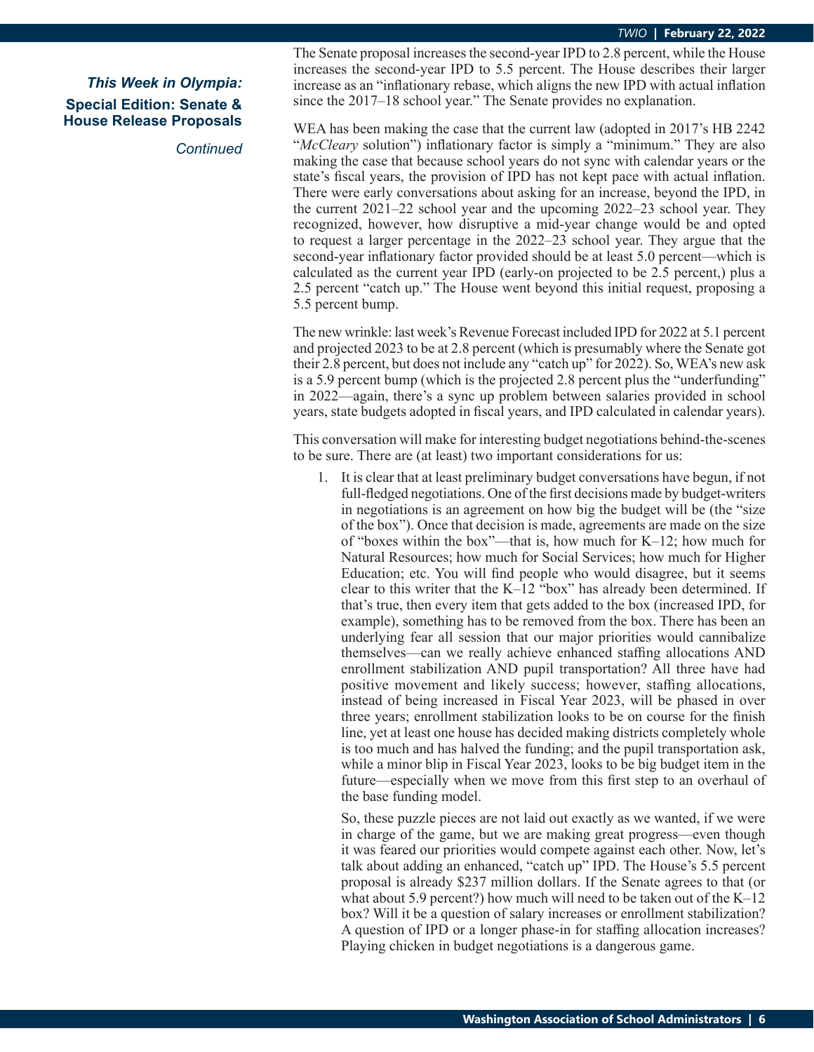*This Week in Olympia:*

**Special Edition: Senate & House Release Proposals**

*Continued*

The Senate proposal increases the second-year IPD to 2.8 percent, while the House increases the second-year IPD to 5.5 percent. The House describes their larger increase as an "inflationary rebase, which aligns the new IPD with actual inflation since the 2017–18 school year." The Senate provides no explanation.

WEA has been making the case that the current law (adopted in 2017's HB 2242 "*McCleary* solution") inflationary factor is simply a "minimum." They are also making the case that because school years do not sync with calendar years or the state's fiscal years, the provision of IPD has not kept pace with actual inflation. There were early conversations about asking for an increase, beyond the IPD, in the current 2021–22 school year and the upcoming 2022–23 school year. They recognized, however, how disruptive a mid-year change would be and opted to request a larger percentage in the 2022–23 school year. They argue that the second-year inflationary factor provided should be at least 5.0 percent—which is calculated as the current year IPD (early-on projected to be 2.5 percent,) plus a 2.5 percent "catch up." The House went beyond this initial request, proposing a 5.5 percent bump.

The new wrinkle: last week's Revenue Forecast included IPD for 2022 at 5.1 percent and projected 2023 to be at 2.8 percent (which is presumably where the Senate got their 2.8 percent, but does not include any "catch up" for 2022). So, WEA's new ask is a 5.9 percent bump (which is the projected 2.8 percent plus the "underfunding" in 2022—again, there's a sync up problem between salaries provided in school years, state budgets adopted in fiscal years, and IPD calculated in calendar years).

This conversation will make for interesting budget negotiations behind-the-scenes to be sure. There are (at least) two important considerations for us:

1. It is clear that at least preliminary budget conversations have begun, if not full-fledged negotiations. One of the first decisions made by budget-writers in negotiations is an agreement on how big the budget will be (the "size of the box"). Once that decision is made, agreements are made on the size of "boxes within the box"—that is, how much for K–12; how much for Natural Resources; how much for Social Services; how much for Higher Education; etc. You will find people who would disagree, but it seems clear to this writer that the K–12 "box" has already been determined. If that's true, then every item that gets added to the box (increased IPD, for example), something has to be removed from the box. There has been an underlying fear all session that our major priorities would cannibalize themselves—can we really achieve enhanced staffing allocations AND enrollment stabilization AND pupil transportation? All three have had positive movement and likely success; however, staffing allocations, instead of being increased in Fiscal Year 2023, will be phased in over three years; enrollment stabilization looks to be on course for the finish line, yet at least one house has decided making districts completely whole is too much and has halved the funding; and the pupil transportation ask, while a minor blip in Fiscal Year 2023, looks to be big budget item in the future—especially when we move from this first step to an overhaul of the base funding model.

   So, these puzzle pieces are not laid out exactly as we wanted, if we were in charge of the game, but we are making great progress—even though it was feared our priorities would compete against each other. Now, let's talk about adding an enhanced, "catch up" IPD. The House's 5.5 percent proposal is already \$237 million dollars. If the Senate agrees to that (or what about 5.9 percent?) how much will need to be taken out of the K–12 box? Will it be a question of salary increases or enrollment stabilization? A question of IPD or a longer phase-in for staffing allocation increases? Playing chicken in budget negotiations is a dangerous game.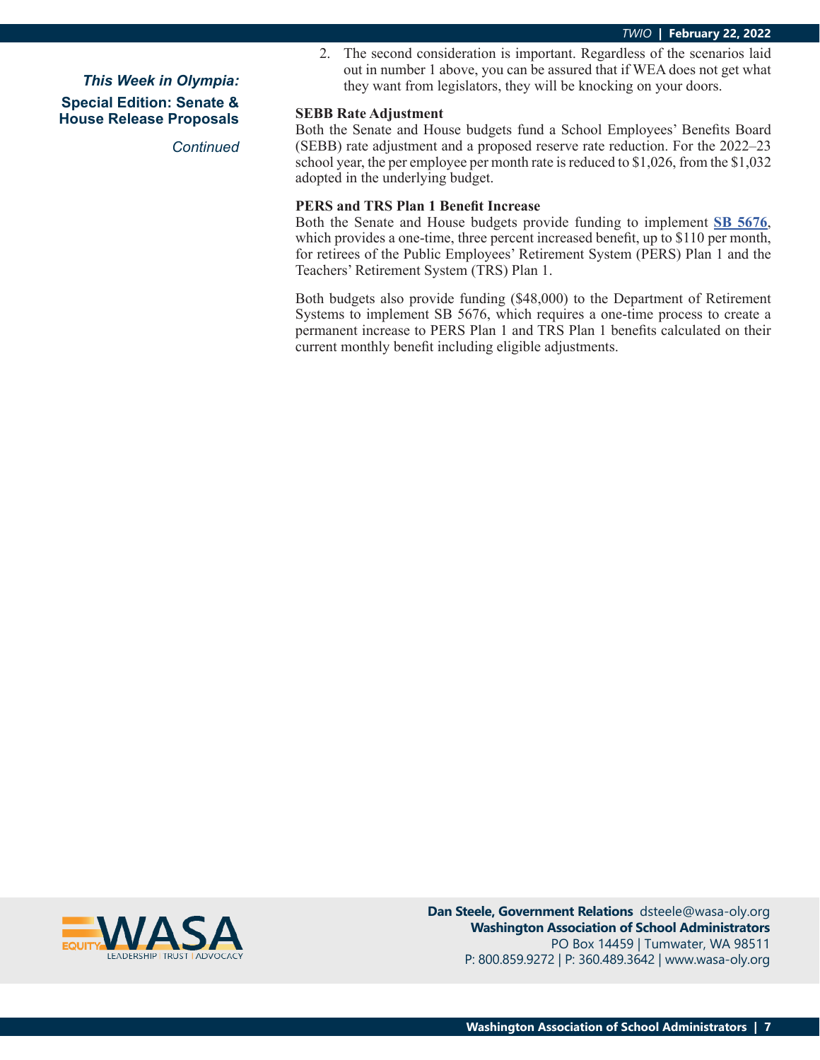*This Week in Olympia:*

**Special Edition: Senate & House Release Proposals**

*Continued*

2. The second consideration is important. Regardless of the scenarios laid out in number 1 above, you can be assured that if WEA does not get what they want from legislators, they will be knocking on your doors.

**SEBB Rate Adjustment**

Both the Senate and House budgets fund a School Employees' Benefits Board (SEBB) rate adjustment and a proposed reserve rate reduction. For the 2022–23 school year, the per employee per month rate is reduced to $1,026, from the $1,032 adopted in the underlying budget.

**PERS and TRS Plan 1 Benefit Increase**

Both the Senate and House budgets provide funding to implement **SB 5676**, which provides a one-time, three percent increased benefit, up to $110 per month, for retirees of the Public Employees' Retirement System (PERS) Plan 1 and the Teachers' Retirement System (TRS) Plan 1.

Both budgets also provide funding ($48,000) to the Department of Retirement Systems to implement SB 5676, which requires a one-time process to create a permanent increase to PERS Plan 1 and TRS Plan 1 benefits calculated on their current monthly benefit including eligible adjustments.

EQUITY WASA LEADERSHIP | TRUST | ADVOCACY

**Dan Steele, Government Relations** dsteele@wasa-oly.org
**Washington Association of School Administrators**
PO Box 14459 | Tumwater, WA 98511
P: 800.859.9272 | P: 360.489.3642 | www.wasa-oly.org